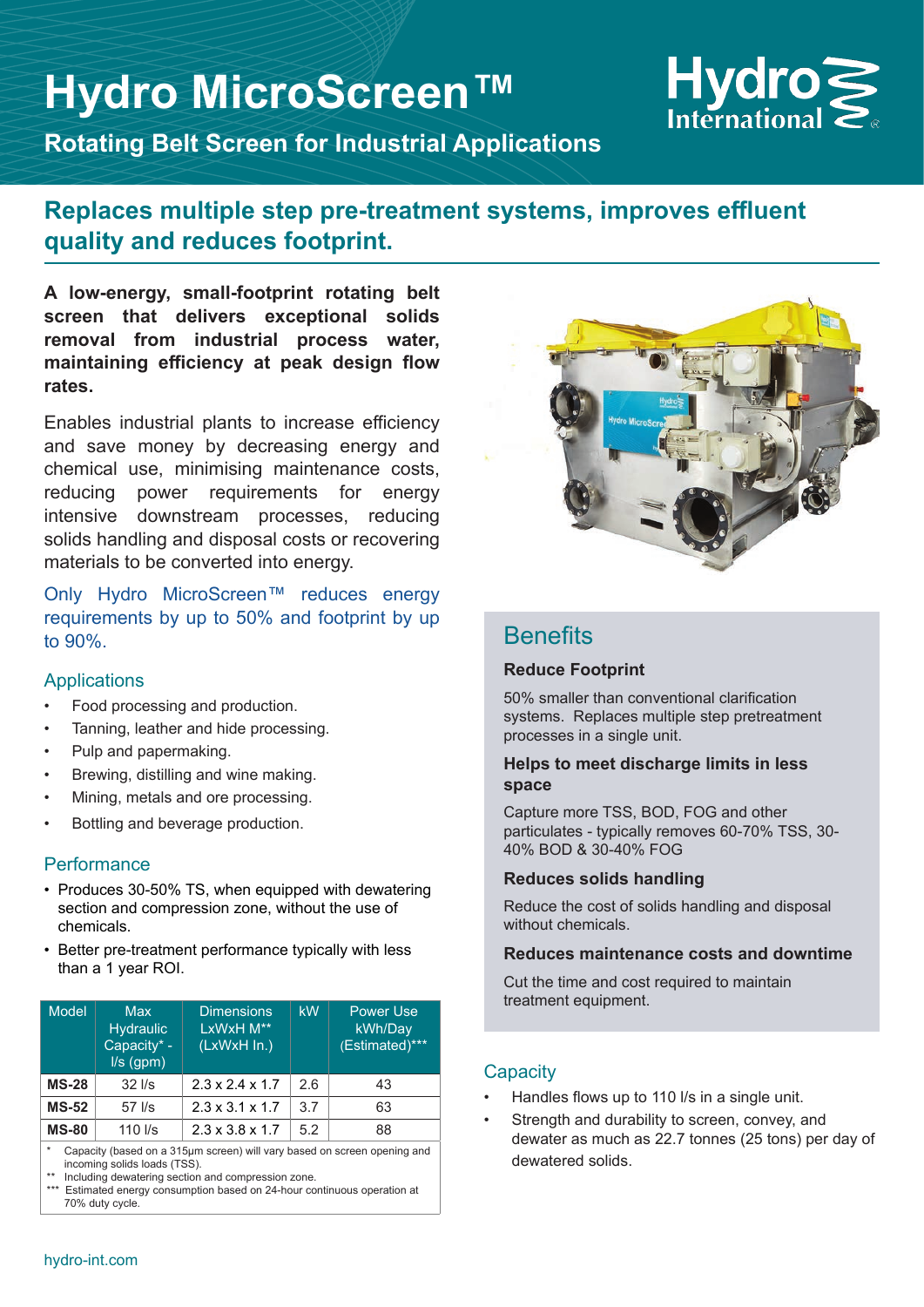# Hydro MicroScreen™

## Rotating Belt Screen for Industrial Applications

## Replaces multiple step pre-treatment systems, improves effluent quality and reduces footprint.

**A low-energy, small-footprint rotating belt screen that delivers exceptional solids removal from industrial process water, maintaining efficiency at peak design flow rates.**

Enables industrial plants to increase efficiency and save money by decreasing energy and chemical use, minimising maintenance costs, reducing power requirements for energy intensive downstream processes, reducing solids handling and disposal costs or recovering materials to be converted into energy.

Only Hydro MicroScreen™ reduces energy requirements by up to 50% and footprint by up to 90%.

### Applications

- Food processing and production.
- Tanning, leather and hide processing.
- Pulp and papermaking.
- Brewing, distilling and wine making.
- Mining, metals and ore processing.
- Bottling and beverage production.

### Performance

- Produces 30-50% TS, when equipped with dewatering section and compression zone, without the use of chemicals.
- Better pre-treatment performance typically with less than a 1 year ROI.

| Model | Max Hydraulic Capacity* - l/s (gpm) | Dimensions LxWxH M** (LxWxH In.) | kW | Power Use kWh/Day (Estimated)*** |
|---|---|---|---|---|
| **MS-28** | 32 l/s | 2.3 x 2.4 x 1.7 | 2.6 | 43 |
| **MS-52** | 57 l/s | 2.3 x 3.1 x 1.7 | 3.7 | 63 |
| **MS-80** | 110 l/s | 2.3 x 3.8 x 1.7 | 5.2 | 88 |

\* Capacity (based on a 315µm screen) will vary based on screen opening and incoming solids loads (TSS).
** Including dewatering section and compression zone.
*** Estimated energy consumption based on 24-hour continuous operation at 70% duty cycle.

## Benefits

### Reduce Footprint

50% smaller than conventional clarification systems. Replaces multiple step pretreatment processes in a single unit.

### Helps to meet discharge limits in less space

Capture more TSS, BOD, FOG and other particulates - typically removes 60-70% TSS, 30-40% BOD & 30-40% FOG

### Reduces solids handling

Reduce the cost of solids handling and disposal without chemicals.

### Reduces maintenance costs and downtime

Cut the time and cost required to maintain treatment equipment.

### Capacity

- Handles flows up to 110 l/s in a single unit.
- Strength and durability to screen, convey, and dewater as much as 22.7 tonnes (25 tons) per day of dewatered solids.

hydro-int.com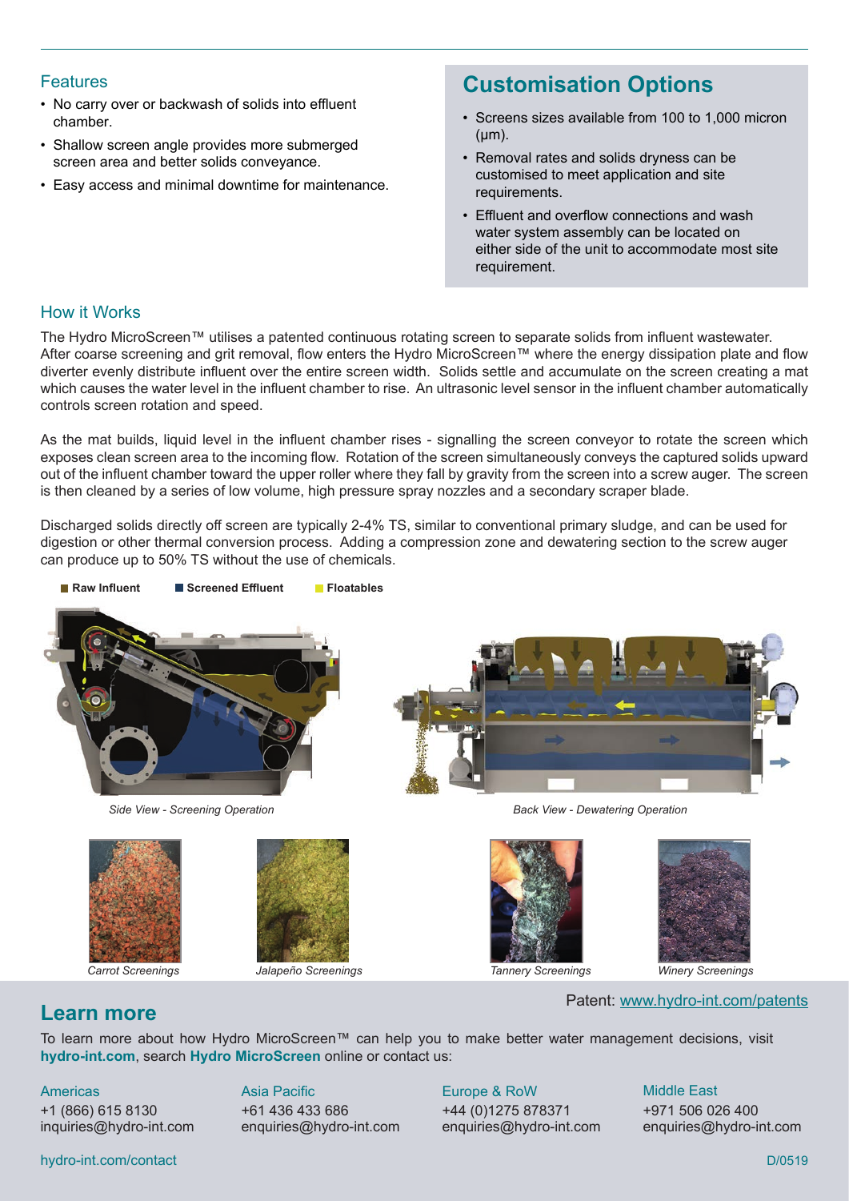## Features

- No carry over or backwash of solids into effluent chamber.
- Shallow screen angle provides more submerged screen area and better solids conveyance.
- Easy access and minimal downtime for maintenance.

## Customisation Options

- Screens sizes available from 100 to 1,000 micron (µm).
- Removal rates and solids dryness can be customised to meet application and site requirements.
- Effluent and overflow connections and wash water system assembly can be located on either side of the unit to accommodate most site requirement.

## How it Works

The Hydro MicroScreen™ utilises a patented continuous rotating screen to separate solids from influent wastewater. After coarse screening and grit removal, flow enters the Hydro MicroScreen™ where the energy dissipation plate and flow diverter evenly distribute influent over the entire screen width. Solids settle and accumulate on the screen creating a mat which causes the water level in the influent chamber to rise. An ultrasonic level sensor in the influent chamber automatically controls screen rotation and speed.

As the mat builds, liquid level in the influent chamber rises - signalling the screen conveyor to rotate the screen which exposes clean screen area to the incoming flow. Rotation of the screen simultaneously conveys the captured solids upward out of the influent chamber toward the upper roller where they fall by gravity from the screen into a screw auger. The screen is then cleaned by a series of low volume, high pressure spray nozzles and a secondary scraper blade.

Discharged solids directly off screen are typically 2-4% TS, similar to conventional primary sludge, and can be used for digestion or other thermal conversion process. Adding a compression zone and dewatering section to the screw auger can produce up to 50% TS without the use of chemicals.

Raw Influent
Screened Effluent
Floatables

*Side View - Screening Operation*

*Back View - Dewatering Operation*

*Carrot Screenings*

*Jalapeño Screenings*

*Tannery Screenings*

*Winery Screenings*

Patent: www.hydro-int.com/patents

## Learn more

To learn more about how Hydro MicroScreen™ can help you to make better water management decisions, visit **hydro-int.com**, search **Hydro MicroScreen** online or contact us:

Americas
+1 (866) 615 8130
inquiries@hydro-int.com

Asia Pacific
+61 436 433 686
enquiries@hydro-int.com

Europe & RoW
+44 (0)1275 878371
enquiries@hydro-int.com

Middle East
+971 506 026 400
enquiries@hydro-int.com

hydro-int.com/contact

D/0519